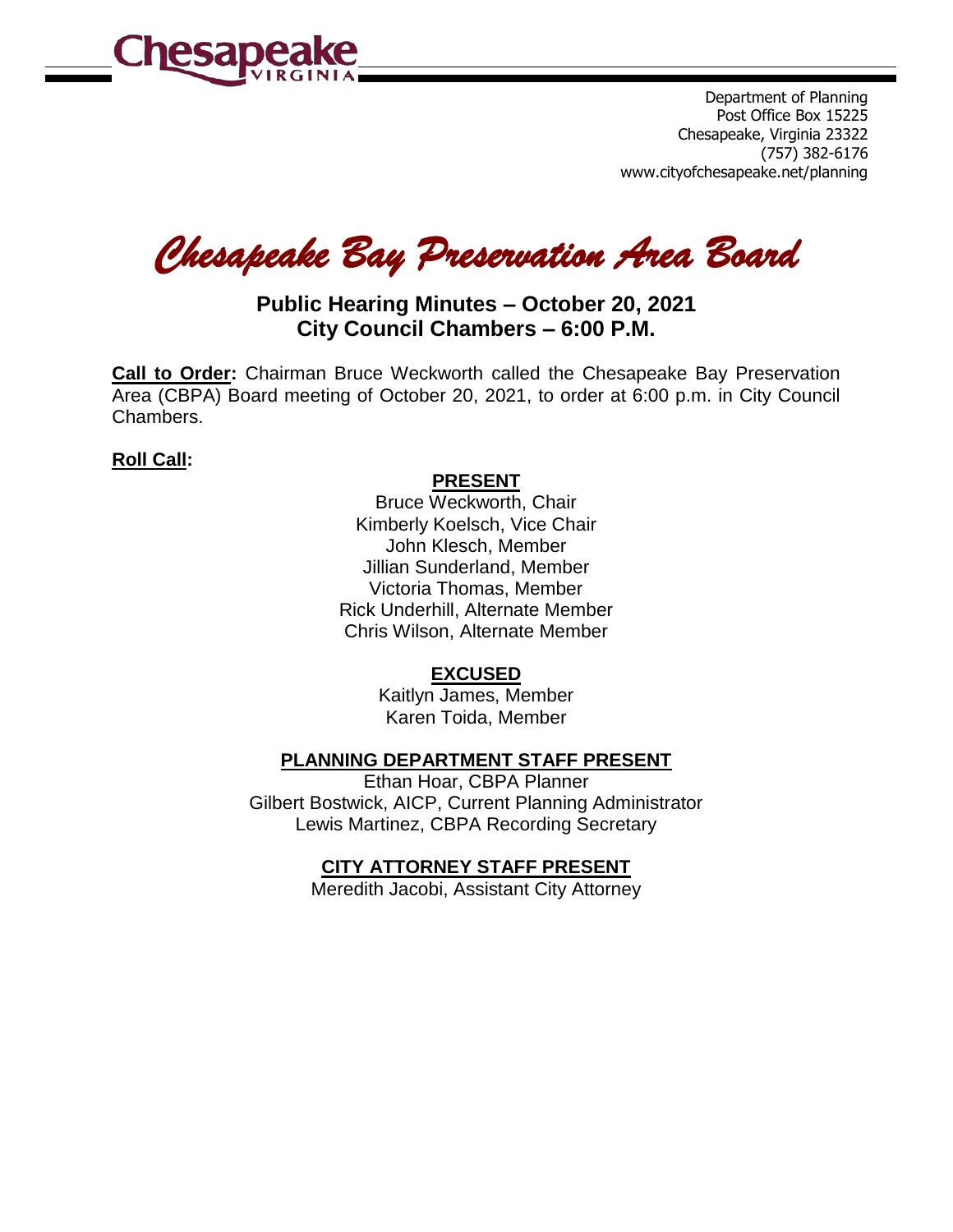Chesapeake VIRGINIA

Department of Planning
Post Office Box 15225
Chesapeake, Virginia 23322
(757) 382-6176
www.cityofchesapeake.net/planning

# *Chesapeake Bay Preservation Area Board*

## Public Hearing Minutes – October 20, 2021
## City Council Chambers – 6:00 P.M.

**Call to Order:** Chairman Bruce Weckworth called the Chesapeake Bay Preservation Area (CBPA) Board meeting of October 20, 2021, to order at 6:00 p.m. in City Council Chambers.

**Roll Call:**

**PRESENT**

Bruce Weckworth, Chair
Kimberly Koelsch, Vice Chair
John Klesch, Member
Jillian Sunderland, Member
Victoria Thomas, Member
Rick Underhill, Alternate Member
Chris Wilson, Alternate Member

**EXCUSED**

Kaitlyn James, Member
Karen Toida, Member

**PLANNING DEPARTMENT STAFF PRESENT**

Ethan Hoar, CBPA Planner
Gilbert Bostwick, AICP, Current Planning Administrator
Lewis Martinez, CBPA Recording Secretary

**CITY ATTORNEY STAFF PRESENT**

Meredith Jacobi, Assistant City Attorney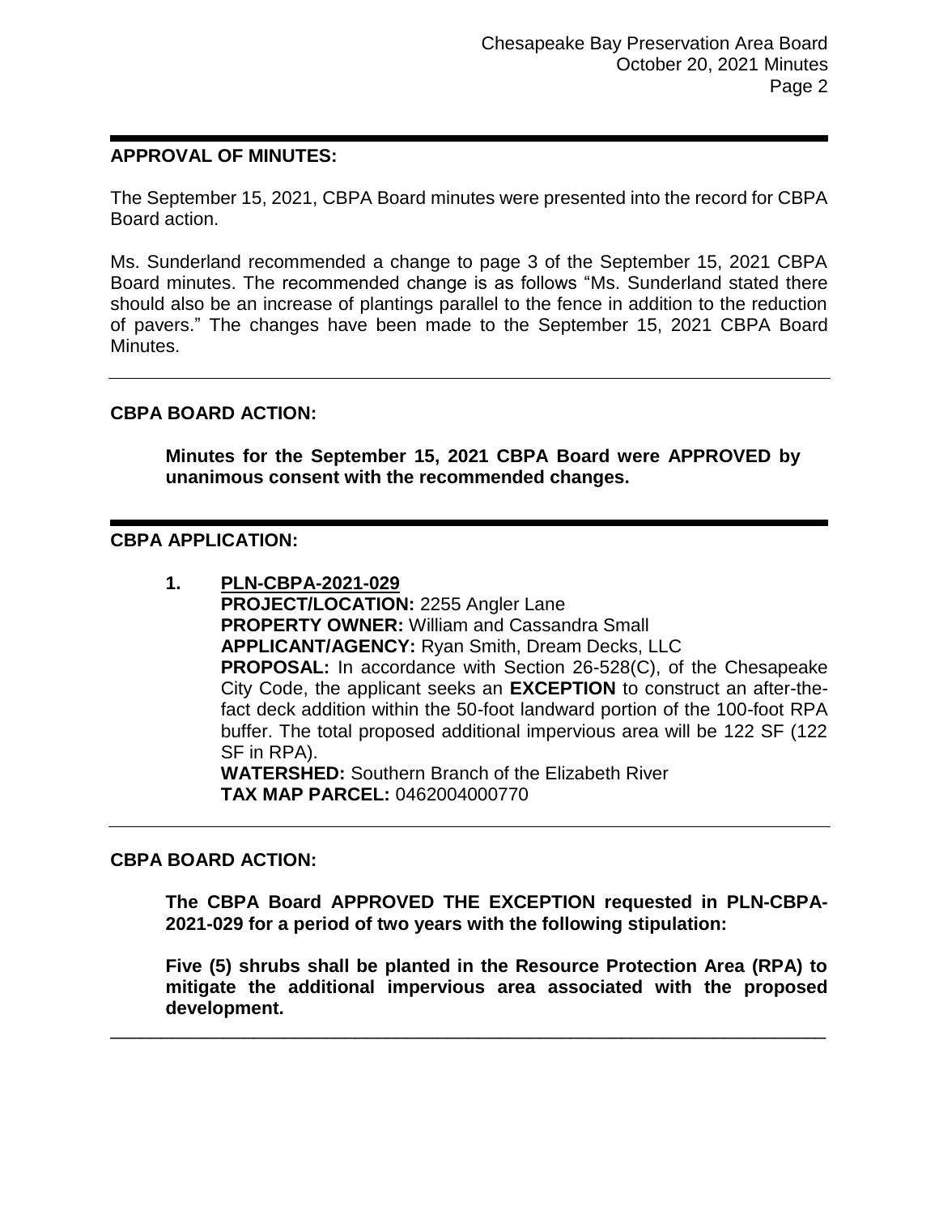## APPROVAL OF MINUTES:

The September 15, 2021, CBPA Board minutes were presented into the record for CBPA Board action.

Ms. Sunderland recommended a change to page 3 of the September 15, 2021 CBPA Board minutes. The recommended change is as follows "Ms. Sunderland stated there should also be an increase of plantings parallel to the fence in addition to the reduction of pavers." The changes have been made to the September 15, 2021 CBPA Board Minutes.

---

## CBPA BOARD ACTION:

**Minutes for the September 15, 2021 CBPA Board were APPROVED by unanimous consent with the recommended changes.**

---

## CBPA APPLICATION:

1. **PLN-CBPA-2021-029**
   **PROJECT/LOCATION:** 2255 Angler Lane
   **PROPERTY OWNER:** William and Cassandra Small
   **APPLICANT/AGENCY:** Ryan Smith, Dream Decks, LLC
   **PROPOSAL:** In accordance with Section 26-528(C), of the Chesapeake City Code, the applicant seeks an **EXCEPTION** to construct an after-the-fact deck addition within the 50-foot landward portion of the 100-foot RPA buffer. The total proposed additional impervious area will be 122 SF (122 SF in RPA).
   **WATERSHED:** Southern Branch of the Elizabeth River
   **TAX MAP PARCEL:** 0462004000770

---

## CBPA BOARD ACTION:

**The CBPA Board APPROVED THE EXCEPTION requested in PLN-CBPA-2021-029 for a period of two years with the following stipulation:**

**Five (5) shrubs shall be planted in the Resource Protection Area (RPA) to mitigate the additional impervious area associated with the proposed development.**

---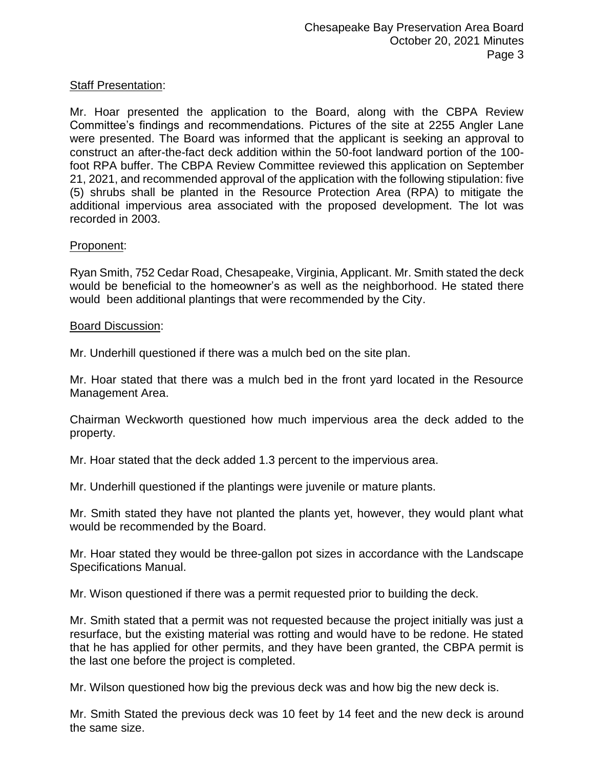Staff Presentation:

Mr. Hoar presented the application to the Board, along with the CBPA Review Committee's findings and recommendations. Pictures of the site at 2255 Angler Lane were presented. The Board was informed that the applicant is seeking an approval to construct an after-the-fact deck addition within the 50-foot landward portion of the 100-foot RPA buffer. The CBPA Review Committee reviewed this application on September 21, 2021, and recommended approval of the application with the following stipulation: five (5) shrubs shall be planted in the Resource Protection Area (RPA) to mitigate the additional impervious area associated with the proposed development. The lot was recorded in 2003.

Proponent:

Ryan Smith, 752 Cedar Road, Chesapeake, Virginia, Applicant. Mr. Smith stated the deck would be beneficial to the homeowner's as well as the neighborhood. He stated there would been additional plantings that were recommended by the City.

Board Discussion:

Mr. Underhill questioned if there was a mulch bed on the site plan.

Mr. Hoar stated that there was a mulch bed in the front yard located in the Resource Management Area.

Chairman Weckworth questioned how much impervious area the deck added to the property.

Mr. Hoar stated that the deck added 1.3 percent to the impervious area.

Mr. Underhill questioned if the plantings were juvenile or mature plants.

Mr. Smith stated they have not planted the plants yet, however, they would plant what would be recommended by the Board.

Mr. Hoar stated they would be three-gallon pot sizes in accordance with the Landscape Specifications Manual.

Mr. Wison questioned if there was a permit requested prior to building the deck.

Mr. Smith stated that a permit was not requested because the project initially was just a resurface, but the existing material was rotting and would have to be redone. He stated that he has applied for other permits, and they have been granted, the CBPA permit is the last one before the project is completed.

Mr. Wilson questioned how big the previous deck was and how big the new deck is.

Mr. Smith Stated the previous deck was 10 feet by 14 feet and the new deck is around the same size.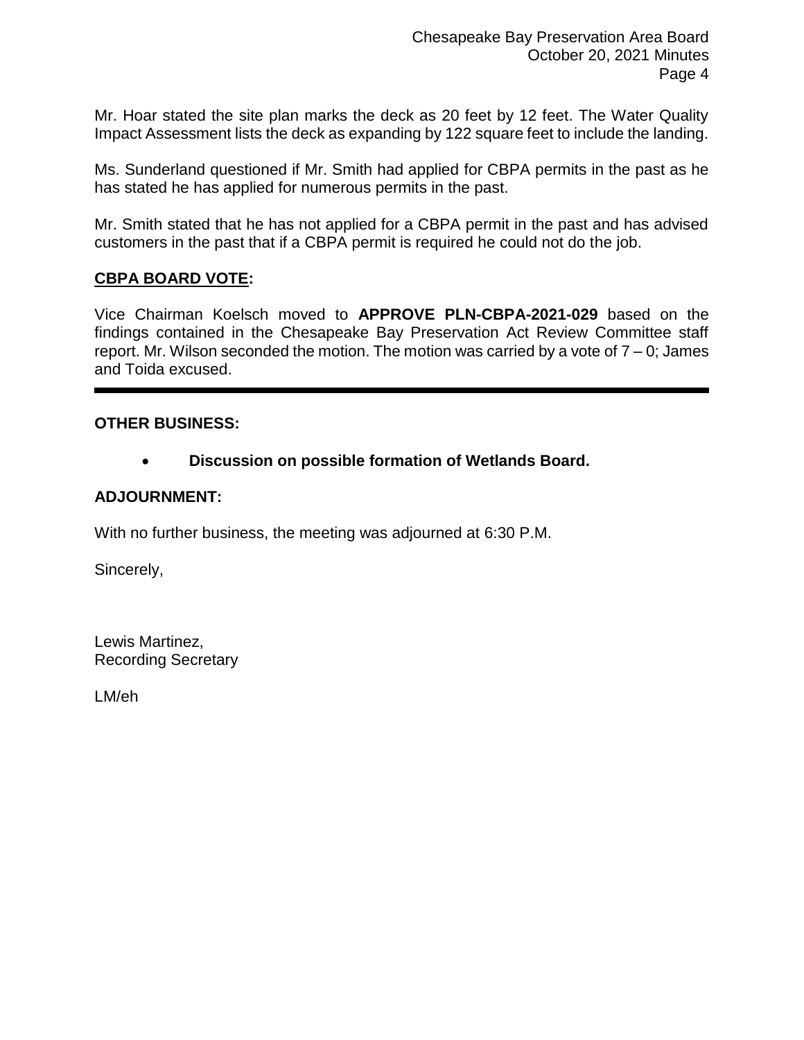Mr. Hoar stated the site plan marks the deck as 20 feet by 12 feet. The Water Quality Impact Assessment lists the deck as expanding by 122 square feet to include the landing.

Ms. Sunderland questioned if Mr. Smith had applied for CBPA permits in the past as he has stated he has applied for numerous permits in the past.

Mr. Smith stated that he has not applied for a CBPA permit in the past and has advised customers in the past that if a CBPA permit is required he could not do the job.

**CBPA BOARD VOTE:**

Vice Chairman Koelsch moved to **APPROVE PLN-CBPA-2021-029** based on the findings contained in the Chesapeake Bay Preservation Act Review Committee staff report. Mr. Wilson seconded the motion. The motion was carried by a vote of 7 – 0; James and Toida excused.

---

**OTHER BUSINESS:**

- **Discussion on possible formation of Wetlands Board.**

**ADJOURNMENT:**

With no further business, the meeting was adjourned at 6:30 P.M.

Sincerely,

Lewis Martinez,
Recording Secretary

LM/eh